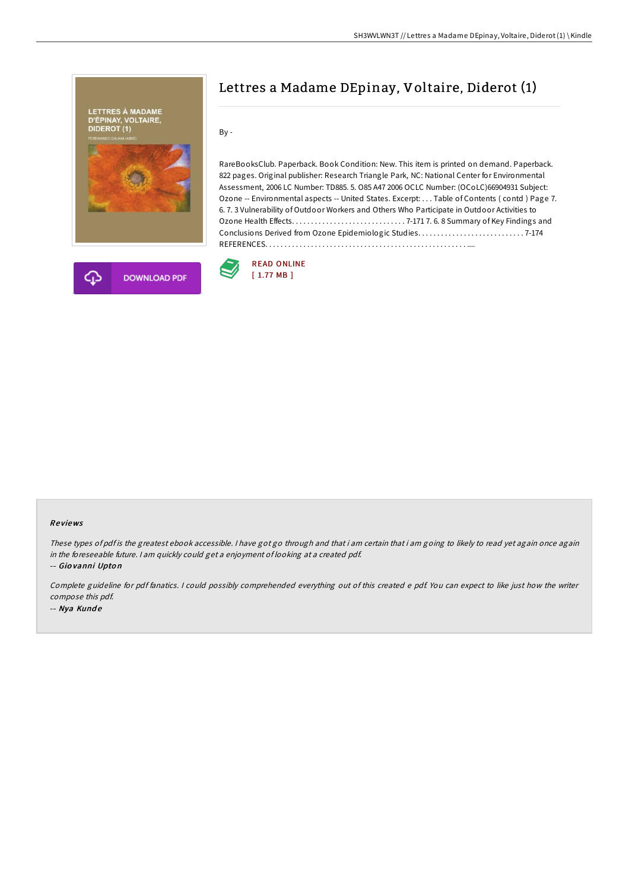# Lettres a Madame DEpinay, Voltaire, Diderot (1)

By -

RareBooksClub. Paperback. Book Condition: New. This item is printed on demand. Paperback. 822 pages. Original publisher: Research Triangle Park, NC: National Center for Environmental Assessment, 2006 LC Number: TD885. 5. O85 A47 2006 OCLC Number: (OCoLC)66904931 Subject: Ozone -- Environmental aspects -- United States. Excerpt: . . . Table of Contents ( contd ) Page 7. 6. 7. 3 Vulnerability of Outdoor Workers and Others Who Participate in Outdoor Activities to Ozone Health Effects. . . . . . . . . . . . . . . . . . . . . . . . . . . . . . 7-171 7. 6. 8 Summary of Key Findings and Conclusions Derived from Ozone Epidemiologic Studies. . . . . . . . . . . . . . . . . . . . . . . . . . . . 7-174 REFERENCES. . . . . . . . . . . . . . . . . . . . . . . . . . . . . . . . . . . . . . . . . . . . . . . . . . . . . . ....

DOWNLOAD PDF

READ ONLINE
[ 1.77 MB ]

## Reviews

*These types of pdf is the greatest ebook accessible. I have got go through and that i am certain that i am going to likely to read yet again once again in the foreseeable future. I am quickly could get a enjoyment of looking at a created pdf.*

-- *Giovanni Upton*

*Complete guideline for pdf fanatics. I could possibly comprehended everything out of this created e pdf. You can expect to like just how the writer compose this pdf.*

-- *Nya Kunde*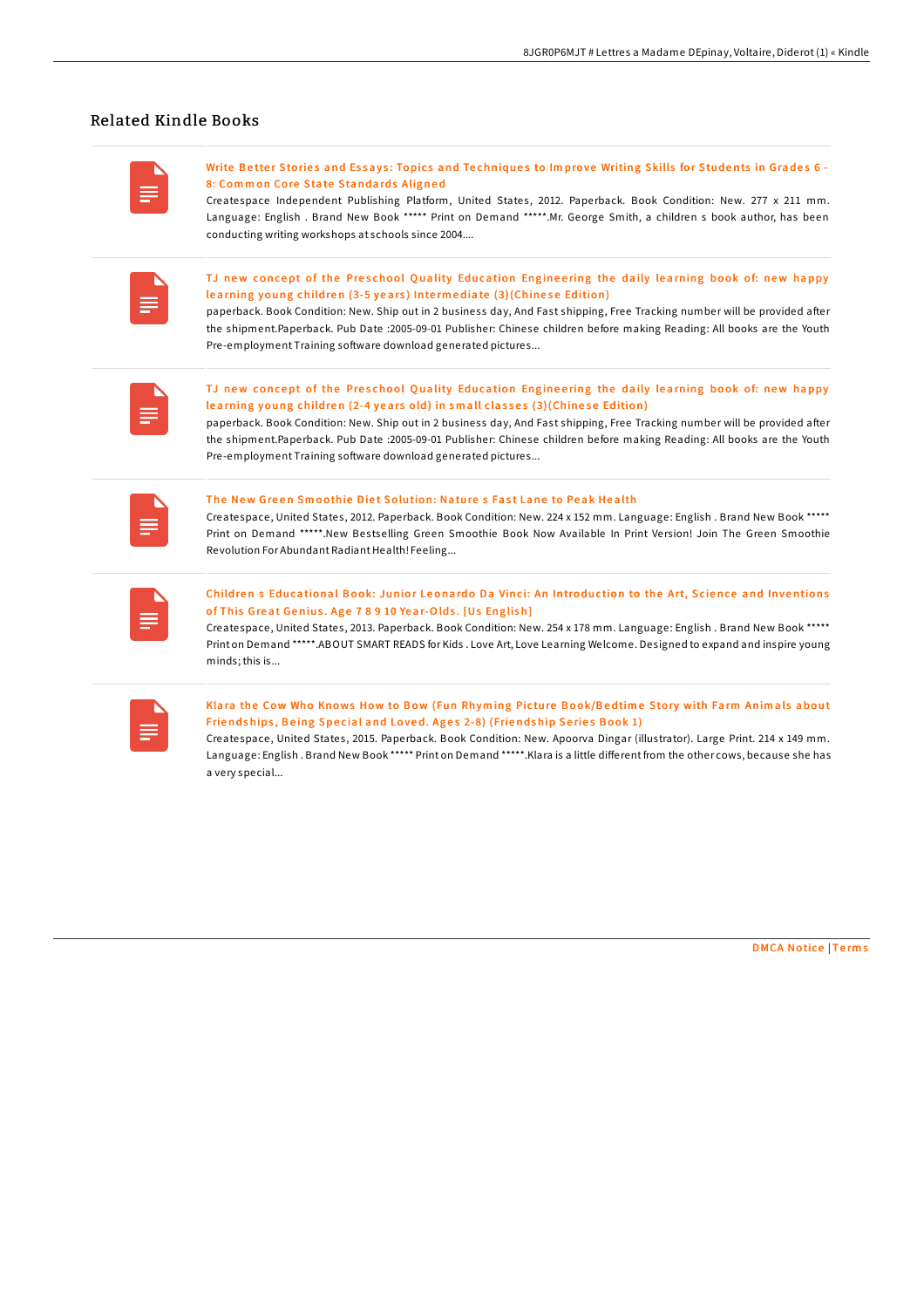## Related Kindle Books

**Write Better Stories and Essays: Topics and Techniques to Improve Writing Skills for Students in Grades 6 - 8: Common Core State Standards Aligned**

Createspace Independent Publishing Platform, United States, 2012. Paperback. Book Condition: New. 277 x 211 mm. Language: English . Brand New Book ***** Print on Demand *****.Mr. George Smith, a children s book author, has been conducting writing workshops at schools since 2004....

**TJ new concept of the Preschool Quality Education Engineering the daily learning book of: new happy learning young children (3-5 years) Intermediate (3)(Chinese Edition)**

paperback. Book Condition: New. Ship out in 2 business day, And Fast shipping, Free Tracking number will be provided after the shipment.Paperback. Pub Date :2005-09-01 Publisher: Chinese children before making Reading: All books are the Youth Pre-employment Training software download generated pictures...

**TJ new concept of the Preschool Quality Education Engineering the daily learning book of: new happy learning young children (2-4 years old) in small classes (3)(Chinese Edition)**

paperback. Book Condition: New. Ship out in 2 business day, And Fast shipping, Free Tracking number will be provided after the shipment.Paperback. Pub Date :2005-09-01 Publisher: Chinese children before making Reading: All books are the Youth Pre-employment Training software download generated pictures...

**The New Green Smoothie Diet Solution: Nature s Fast Lane to Peak Health**

Createspace, United States, 2012. Paperback. Book Condition: New. 224 x 152 mm. Language: English . Brand New Book ***** Print on Demand *****.New Bestselling Green Smoothie Book Now Available In Print Version! Join The Green Smoothie Revolution For Abundant Radiant Health! Feeling...

**Children s Educational Book: Junior Leonardo Da Vinci: An Introduction to the Art, Science and Inventions of This Great Genius. Age 7 8 9 10 Year-Olds. [Us English]**

Createspace, United States, 2013. Paperback. Book Condition: New. 254 x 178 mm. Language: English . Brand New Book ***** Print on Demand *****.ABOUT SMART READS for Kids . Love Art, Love Learning Welcome. Designed to expand and inspire young minds; this is...

**Klara the Cow Who Knows How to Bow (Fun Rhyming Picture Book/Bedtime Story with Farm Animals about Friendships, Being Special and Loved. Ages 2-8) (Friendship Series Book 1)**

Createspace, United States, 2015. Paperback. Book Condition: New. Apoorva Dingar (illustrator). Large Print. 214 x 149 mm. Language: English . Brand New Book ***** Print on Demand *****.Klara is a little different from the other cows, because she has a very special...